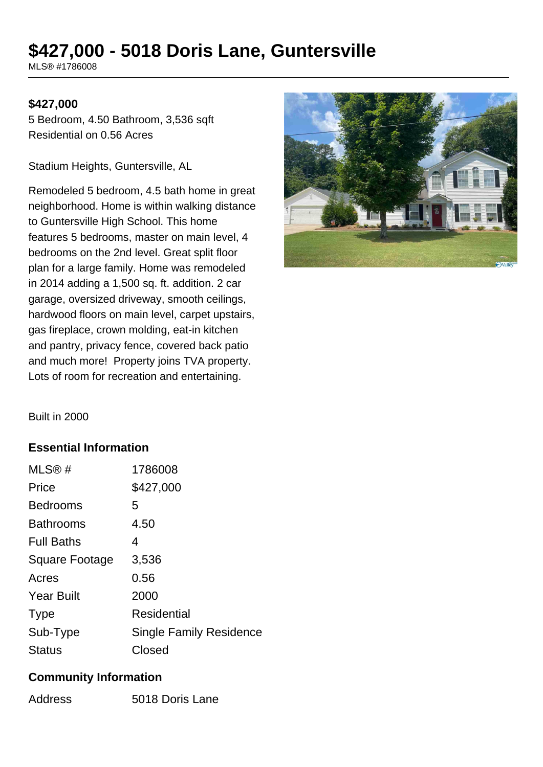# $427,000 - 5018 Doris Lane, Guntersville

MLS® #1786008

**$427,000**

5 Bedroom, 4.50 Bathroom, 3,536 sqft

Residential on 0.56 Acres

Stadium Heights, Guntersville, AL

Remodeled 5 bedroom, 4.5 bath home in great neighborhood. Home is within walking distance to Guntersville High School. This home features 5 bedrooms, master on main level, 4 bedrooms on the 2nd level. Great split floor plan for a large family. Home was remodeled in 2014 adding a 1,500 sq. ft. addition. 2 car garage, oversized driveway, smooth ceilings, hardwood floors on main level, carpet upstairs, gas fireplace, crown molding, eat-in kitchen and pantry, privacy fence, covered back patio and much more! Property joins TVA property. Lots of room for recreation and entertaining.

Built in 2000

## Essential Information

| | |
|---|---|
| MLS® # | 1786008 |
| Price | $427,000 |
| Bedrooms | 5 |
| Bathrooms | 4.50 |
| Full Baths | 4 |
| Square Footage | 3,536 |
| Acres | 0.56 |
| Year Built | 2000 |
| Type | Residential |
| Sub-Type | Single Family Residence |
| Status | Closed |

## Community Information

| | |
|---|---|
| Address | 5018 Doris Lane |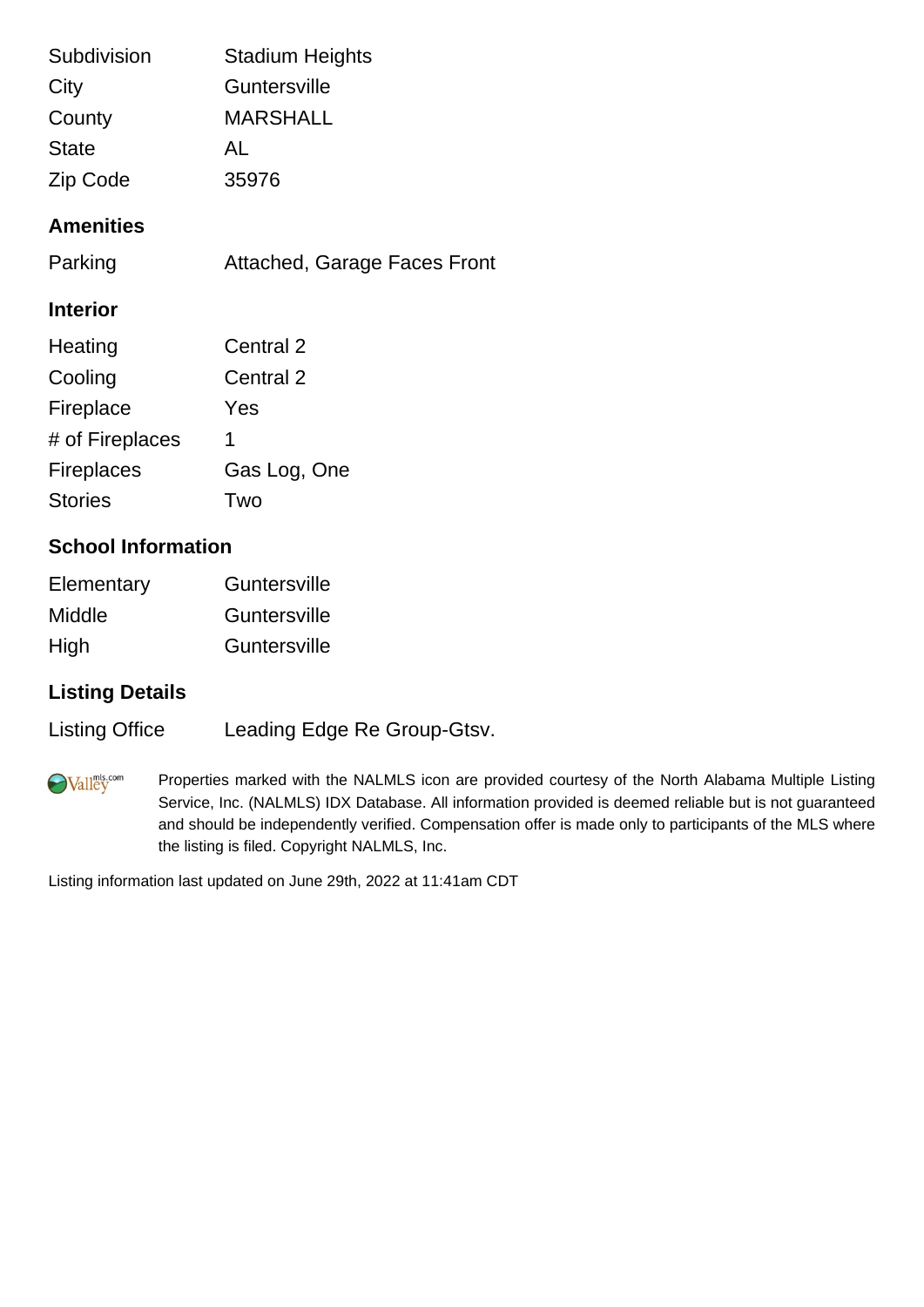| | |
|---|---|
| Subdivision | Stadium Heights |
| City | Guntersville |
| County | MARSHALL |
| State | AL |
| Zip Code | 35976 |

## Amenities

| | |
|---|---|
| Parking | Attached, Garage Faces Front |

## Interior

| | |
|---|---|
| Heating | Central 2 |
| Cooling | Central 2 |
| Fireplace | Yes |
| # of Fireplaces | 1 |
| Fireplaces | Gas Log, One |
| Stories | Two |

## School Information

| | |
|---|---|
| Elementary | Guntersville |
| Middle | Guntersville |
| High | Guntersville |

## Listing Details

| | |
|---|---|
| Listing Office | Leading Edge Re Group-Gtsv. |

Valleymls.com

Properties marked with the NALMLS icon are provided courtesy of the North Alabama Multiple Listing Service, Inc. (NALMLS) IDX Database. All information provided is deemed reliable but is not guaranteed and should be independently verified. Compensation offer is made only to participants of the MLS where the listing is filed. Copyright NALMLS, Inc.

Listing information last updated on June 29th, 2022 at 11:41am CDT